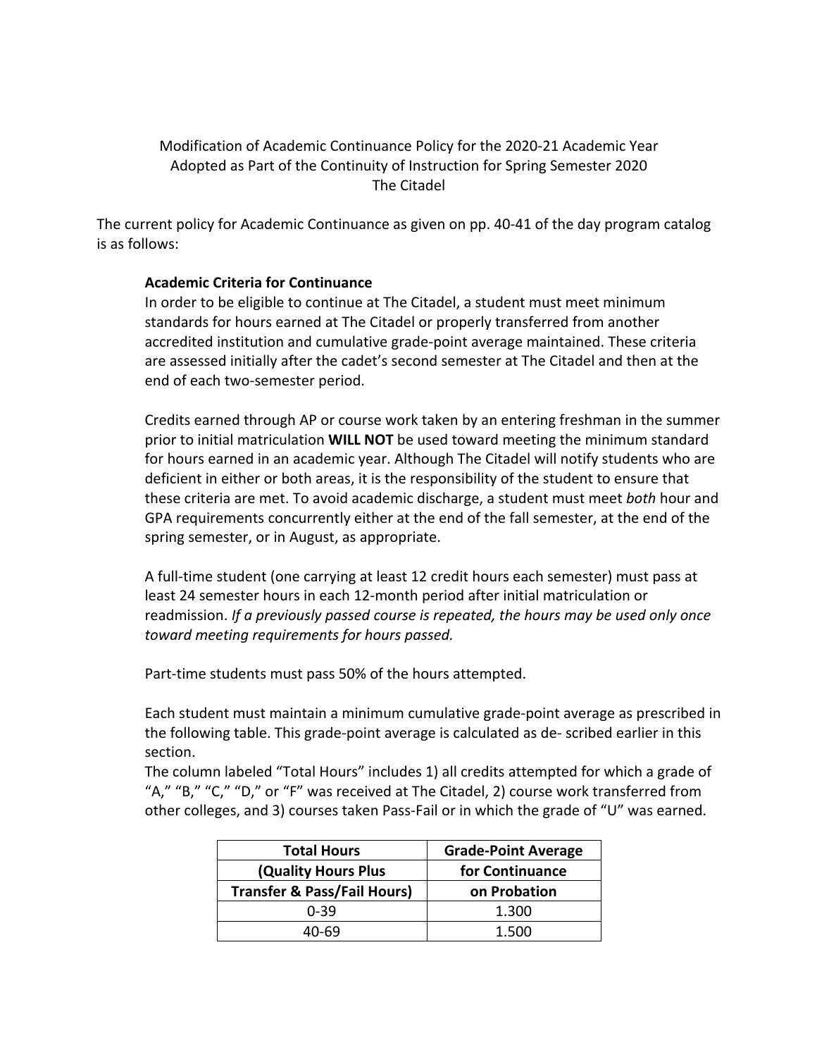Modification of Academic Continuance Policy for the 2020-21 Academic Year
Adopted as Part of the Continuity of Instruction for Spring Semester 2020
The Citadel

The current policy for Academic Continuance as given on pp. 40-41 of the day program catalog is as follows:

**Academic Criteria for Continuance**

In order to be eligible to continue at The Citadel, a student must meet minimum standards for hours earned at The Citadel or properly transferred from another accredited institution and cumulative grade-point average maintained. These criteria are assessed initially after the cadet's second semester at The Citadel and then at the end of each two-semester period.

Credits earned through AP or course work taken by an entering freshman in the summer prior to initial matriculation **WILL NOT** be used toward meeting the minimum standard for hours earned in an academic year. Although The Citadel will notify students who are deficient in either or both areas, it is the responsibility of the student to ensure that these criteria are met. To avoid academic discharge, a student must meet *both* hour and GPA requirements concurrently either at the end of the fall semester, at the end of the spring semester, or in August, as appropriate.

A full-time student (one carrying at least 12 credit hours each semester) must pass at least 24 semester hours in each 12-month period after initial matriculation or readmission. *If a previously passed course is repeated, the hours may be used only once toward meeting requirements for hours passed.*

Part-time students must pass 50% of the hours attempted.

Each student must maintain a minimum cumulative grade-point average as prescribed in the following table. This grade-point average is calculated as de- scribed earlier in this section.

The column labeled "Total Hours" includes 1) all credits attempted for which a grade of "A," "B," "C," "D," or "F" was received at The Citadel, 2) course work transferred from other colleges, and 3) courses taken Pass-Fail or in which the grade of "U" was earned.

| Total Hours (Quality Hours Plus Transfer & Pass/Fail Hours) | Grade-Point Average for Continuance on Probation |
| --- | --- |
| 0-39 | 1.300 |
| 40-69 | 1.500 |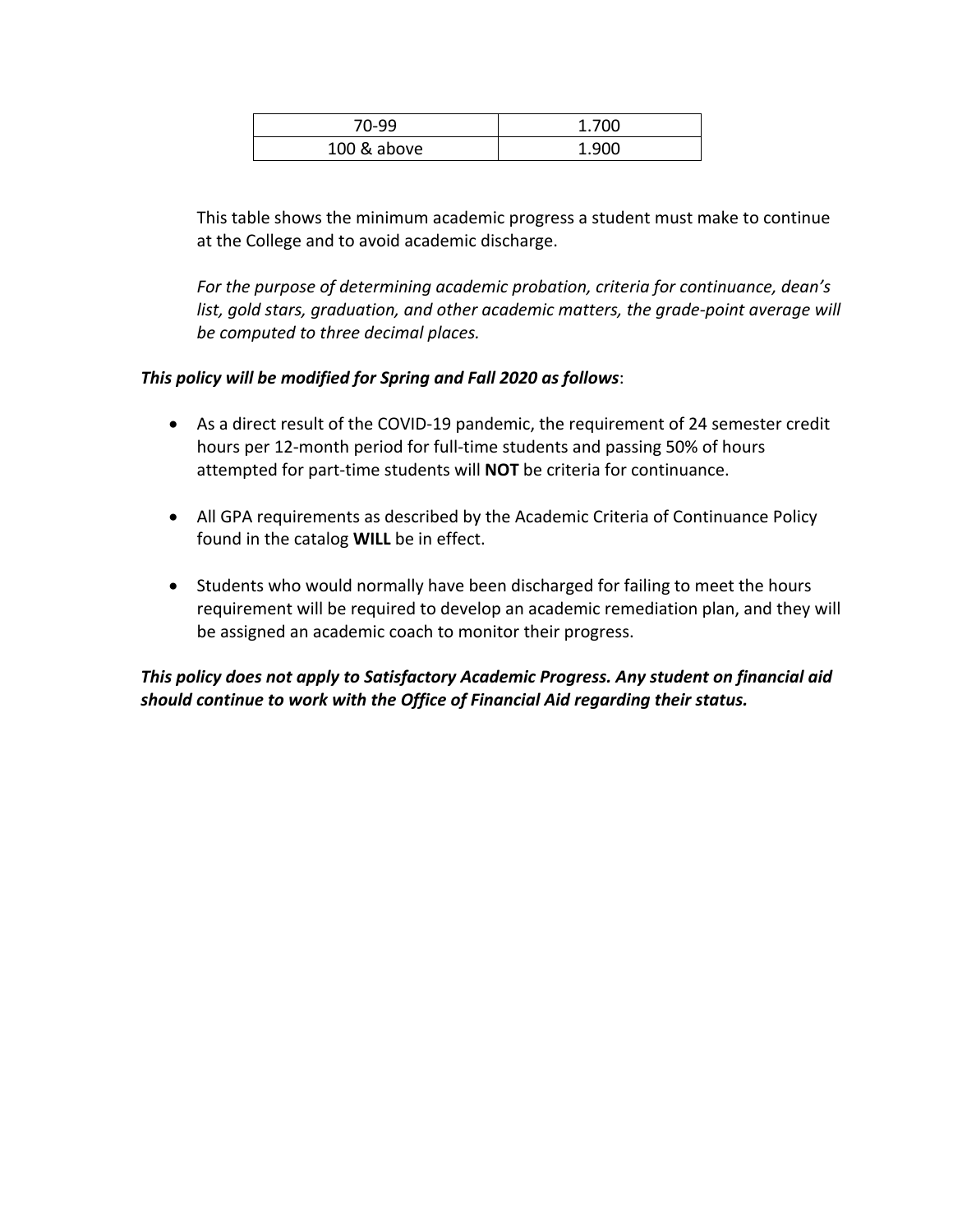| | |
|---|---|
| 70-99 | 1.700 |
| 100 & above | 1.900 |

This table shows the minimum academic progress a student must make to continue at the College and to avoid academic discharge.

*For the purpose of determining academic probation, criteria for continuance, dean's list, gold stars, graduation, and other academic matters, the grade-point average will be computed to three decimal places.*

***This policy will be modified for Spring and Fall 2020 as follows***:

- As a direct result of the COVID-19 pandemic, the requirement of 24 semester credit hours per 12-month period for full-time students and passing 50% of hours attempted for part-time students will **NOT** be criteria for continuance.

- All GPA requirements as described by the Academic Criteria of Continuance Policy found in the catalog **WILL** be in effect.

- Students who would normally have been discharged for failing to meet the hours requirement will be required to develop an academic remediation plan, and they will be assigned an academic coach to monitor their progress.

***This policy does not apply to Satisfactory Academic Progress. Any student on financial aid should continue to work with the Office of Financial Aid regarding their status.***